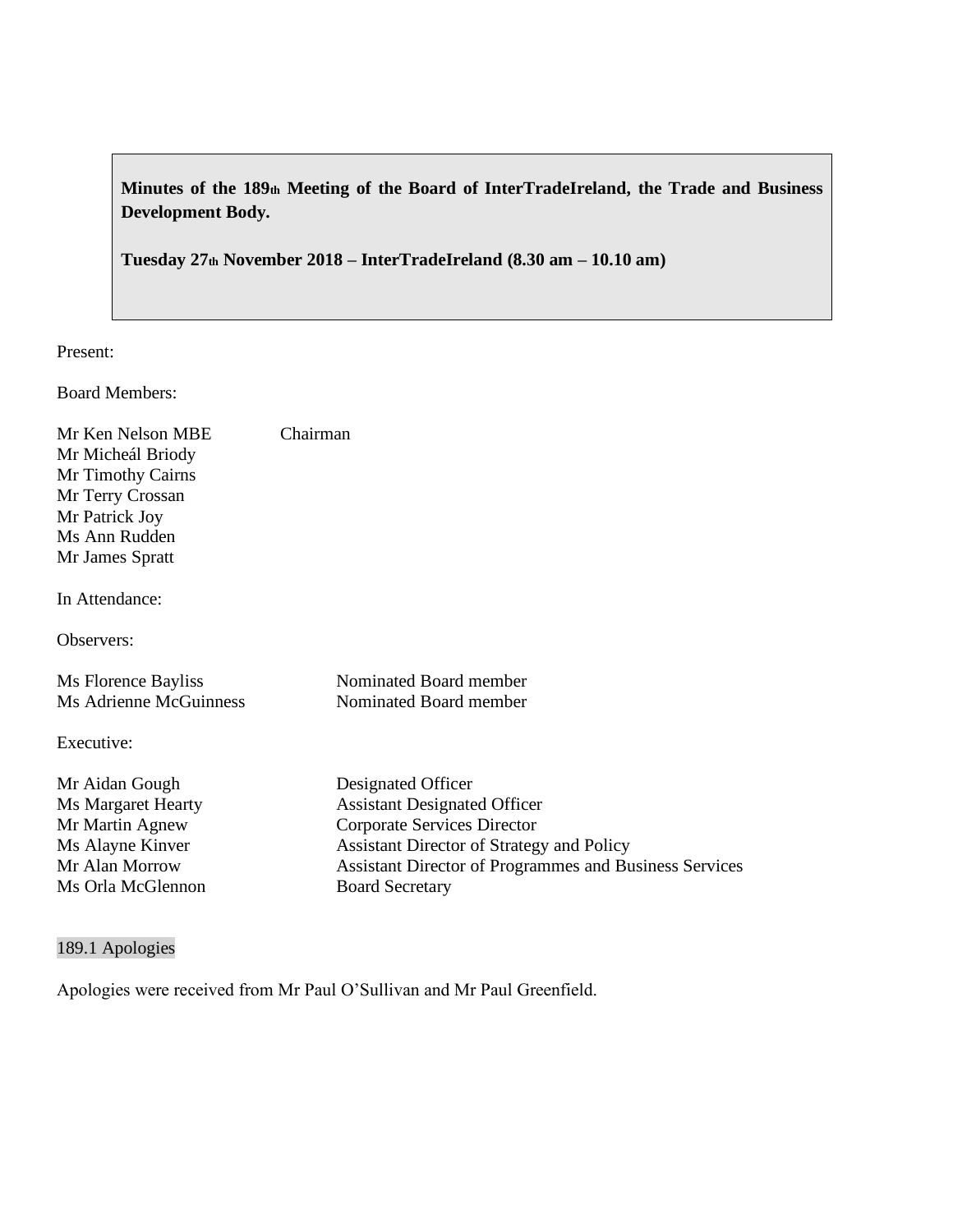**Minutes of the 189th Meeting of the Board of InterTradeIreland, the Trade and Business Development Body.**

**Tuesday 27th November 2018 – InterTradeIreland (8.30 am – 10.10 am)**

Present:

Board Members:

| | |
|---|---|
| Mr Ken Nelson MBE | Chairman |
| Mr Micheál Briody | |
| Mr Timothy Cairns | |
| Mr Terry Crossan | |
| Mr Patrick Joy | |
| Ms Ann Rudden | |
| Mr James Spratt | |

In Attendance:

Observers:

| | |
|---|---|
| Ms Florence Bayliss | Nominated Board member |
| Ms Adrienne McGuinness | Nominated Board member |

Executive:

| | |
|---|---|
| Mr Aidan Gough | Designated Officer |
| Ms Margaret Hearty | Assistant Designated Officer |
| Mr Martin Agnew | Corporate Services Director |
| Ms Alayne Kinver | Assistant Director of Strategy and Policy |
| Mr Alan Morrow | Assistant Director of Programmes and Business Services |
| Ms Orla McGlennon | Board Secretary |

## 189.1 Apologies

Apologies were received from Mr Paul O'Sullivan and Mr Paul Greenfield.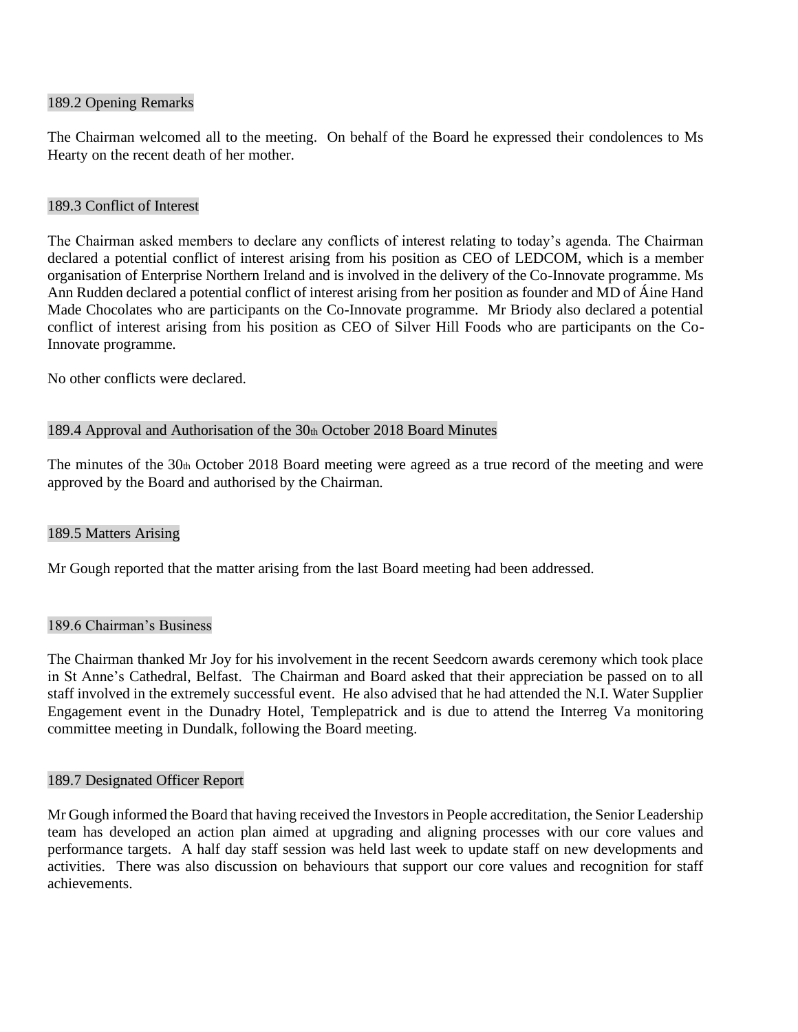### 189.2 Opening Remarks

The Chairman welcomed all to the meeting. On behalf of the Board he expressed their condolences to Ms Hearty on the recent death of her mother.

### 189.3 Conflict of Interest

The Chairman asked members to declare any conflicts of interest relating to today's agenda. The Chairman declared a potential conflict of interest arising from his position as CEO of LEDCOM, which is a member organisation of Enterprise Northern Ireland and is involved in the delivery of the Co-Innovate programme. Ms Ann Rudden declared a potential conflict of interest arising from her position as founder and MD of Áine Hand Made Chocolates who are participants on the Co-Innovate programme. Mr Briody also declared a potential conflict of interest arising from his position as CEO of Silver Hill Foods who are participants on the Co-Innovate programme.

No other conflicts were declared.

### 189.4 Approval and Authorisation of the 30th October 2018 Board Minutes

The minutes of the 30th October 2018 Board meeting were agreed as a true record of the meeting and were approved by the Board and authorised by the Chairman.

### 189.5 Matters Arising

Mr Gough reported that the matter arising from the last Board meeting had been addressed.

### 189.6 Chairman's Business

The Chairman thanked Mr Joy for his involvement in the recent Seedcorn awards ceremony which took place in St Anne's Cathedral, Belfast. The Chairman and Board asked that their appreciation be passed on to all staff involved in the extremely successful event. He also advised that he had attended the N.I. Water Supplier Engagement event in the Dunadry Hotel, Templepatrick and is due to attend the Interreg Va monitoring committee meeting in Dundalk, following the Board meeting.

### 189.7 Designated Officer Report

Mr Gough informed the Board that having received the Investors in People accreditation, the Senior Leadership team has developed an action plan aimed at upgrading and aligning processes with our core values and performance targets. A half day staff session was held last week to update staff on new developments and activities. There was also discussion on behaviours that support our core values and recognition for staff achievements.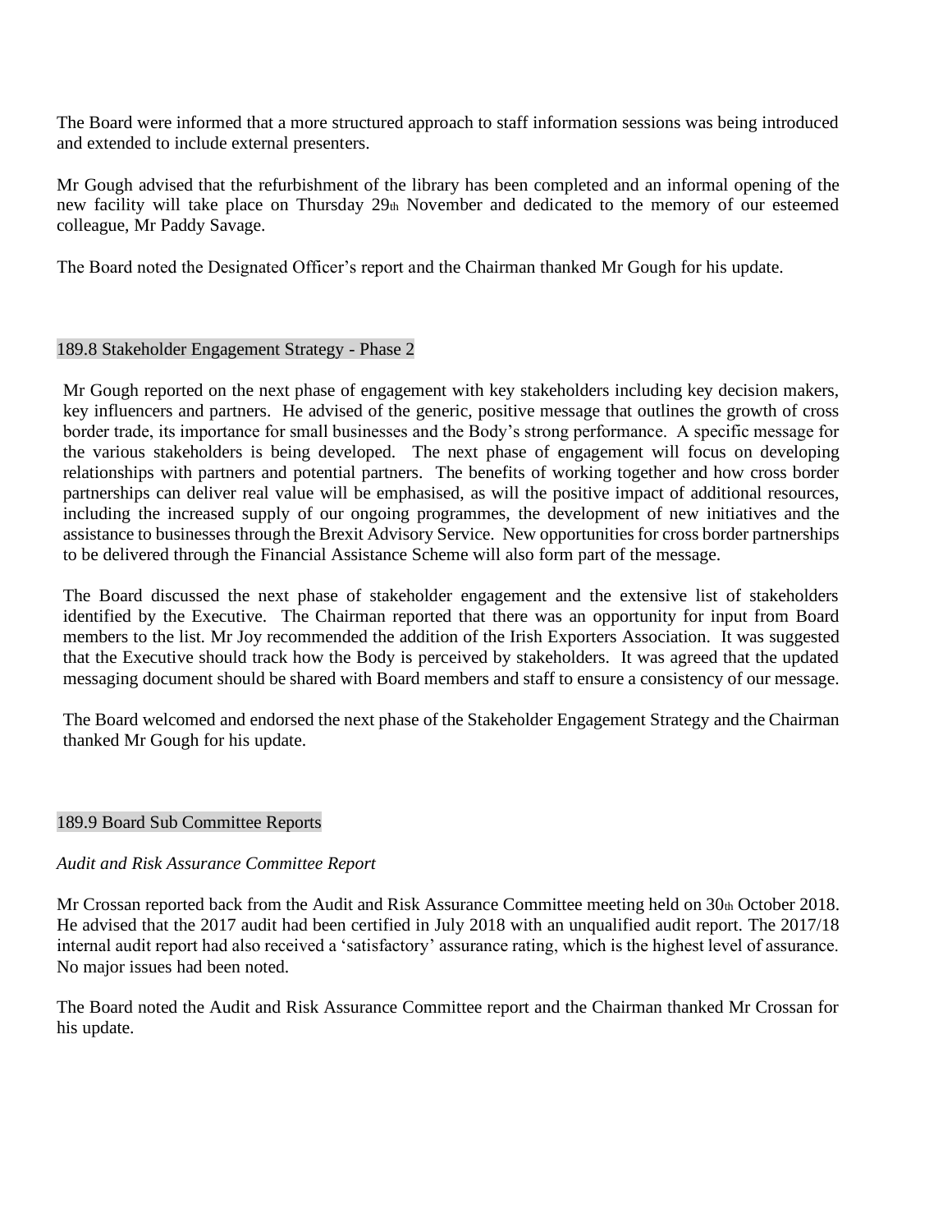The Board were informed that a more structured approach to staff information sessions was being introduced and extended to include external presenters.

Mr Gough advised that the refurbishment of the library has been completed and an informal opening of the new facility will take place on Thursday 29th November and dedicated to the memory of our esteemed colleague, Mr Paddy Savage.

The Board noted the Designated Officer's report and the Chairman thanked Mr Gough for his update.

## 189.8 Stakeholder Engagement Strategy - Phase 2

Mr Gough reported on the next phase of engagement with key stakeholders including key decision makers, key influencers and partners. He advised of the generic, positive message that outlines the growth of cross border trade, its importance for small businesses and the Body's strong performance. A specific message for the various stakeholders is being developed. The next phase of engagement will focus on developing relationships with partners and potential partners. The benefits of working together and how cross border partnerships can deliver real value will be emphasised, as will the positive impact of additional resources, including the increased supply of our ongoing programmes, the development of new initiatives and the assistance to businesses through the Brexit Advisory Service. New opportunities for cross border partnerships to be delivered through the Financial Assistance Scheme will also form part of the message.

The Board discussed the next phase of stakeholder engagement and the extensive list of stakeholders identified by the Executive. The Chairman reported that there was an opportunity for input from Board members to the list. Mr Joy recommended the addition of the Irish Exporters Association. It was suggested that the Executive should track how the Body is perceived by stakeholders. It was agreed that the updated messaging document should be shared with Board members and staff to ensure a consistency of our message.

The Board welcomed and endorsed the next phase of the Stakeholder Engagement Strategy and the Chairman thanked Mr Gough for his update.

## 189.9 Board Sub Committee Reports

*Audit and Risk Assurance Committee Report*

Mr Crossan reported back from the Audit and Risk Assurance Committee meeting held on 30th October 2018. He advised that the 2017 audit had been certified in July 2018 with an unqualified audit report. The 2017/18 internal audit report had also received a 'satisfactory' assurance rating, which is the highest level of assurance. No major issues had been noted.

The Board noted the Audit and Risk Assurance Committee report and the Chairman thanked Mr Crossan for his update.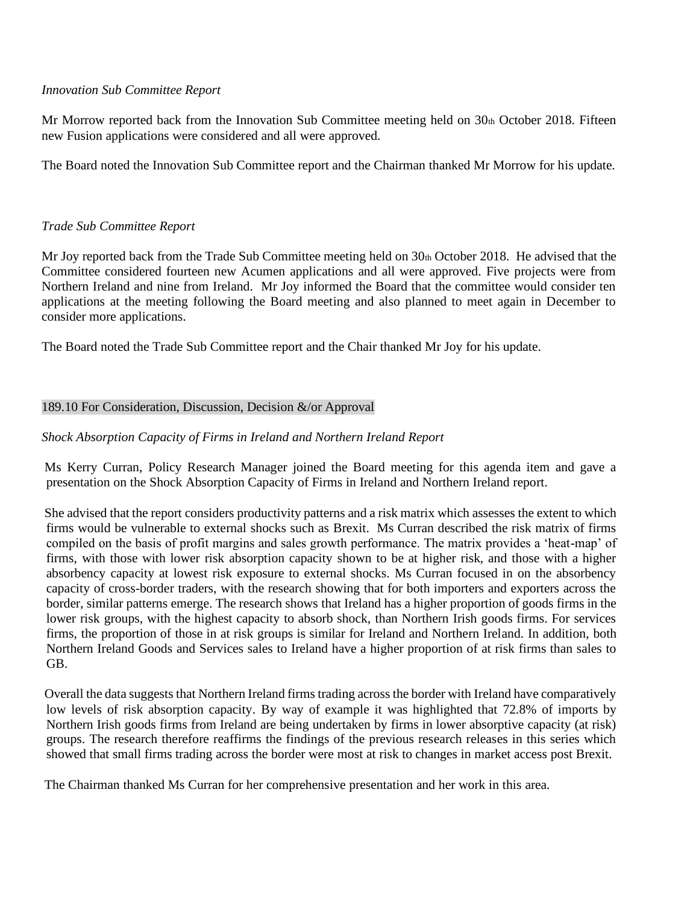*Innovation Sub Committee Report*

Mr Morrow reported back from the Innovation Sub Committee meeting held on 30th October 2018. Fifteen new Fusion applications were considered and all were approved.

The Board noted the Innovation Sub Committee report and the Chairman thanked Mr Morrow for his update.

*Trade Sub Committee Report*

Mr Joy reported back from the Trade Sub Committee meeting held on 30th October 2018. He advised that the Committee considered fourteen new Acumen applications and all were approved. Five projects were from Northern Ireland and nine from Ireland. Mr Joy informed the Board that the committee would consider ten applications at the meeting following the Board meeting and also planned to meet again in December to consider more applications.

The Board noted the Trade Sub Committee report and the Chair thanked Mr Joy for his update.

## 189.10 For Consideration, Discussion, Decision &/or Approval

*Shock Absorption Capacity of Firms in Ireland and Northern Ireland Report*

Ms Kerry Curran, Policy Research Manager joined the Board meeting for this agenda item and gave a presentation on the Shock Absorption Capacity of Firms in Ireland and Northern Ireland report.

She advised that the report considers productivity patterns and a risk matrix which assesses the extent to which firms would be vulnerable to external shocks such as Brexit. Ms Curran described the risk matrix of firms compiled on the basis of profit margins and sales growth performance. The matrix provides a 'heat-map' of firms, with those with lower risk absorption capacity shown to be at higher risk, and those with a higher absorbency capacity at lowest risk exposure to external shocks. Ms Curran focused in on the absorbency capacity of cross-border traders, with the research showing that for both importers and exporters across the border, similar patterns emerge. The research shows that Ireland has a higher proportion of goods firms in the lower risk groups, with the highest capacity to absorb shock, than Northern Irish goods firms. For services firms, the proportion of those in at risk groups is similar for Ireland and Northern Ireland. In addition, both Northern Ireland Goods and Services sales to Ireland have a higher proportion of at risk firms than sales to GB.

Overall the data suggests that Northern Ireland firms trading across the border with Ireland have comparatively low levels of risk absorption capacity. By way of example it was highlighted that 72.8% of imports by Northern Irish goods firms from Ireland are being undertaken by firms in lower absorptive capacity (at risk) groups. The research therefore reaffirms the findings of the previous research releases in this series which showed that small firms trading across the border were most at risk to changes in market access post Brexit.

The Chairman thanked Ms Curran for her comprehensive presentation and her work in this area.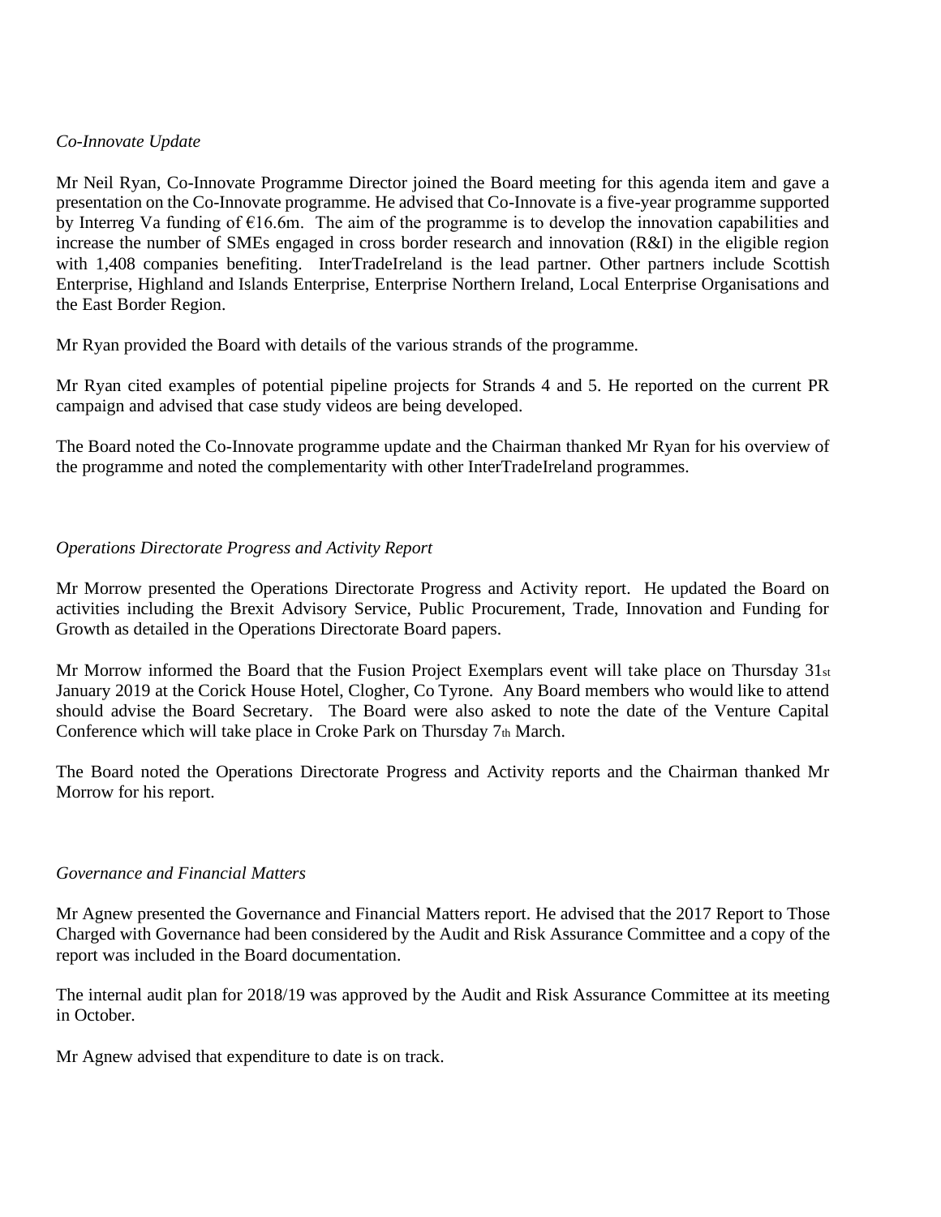*Co-Innovate Update*

Mr Neil Ryan, Co-Innovate Programme Director joined the Board meeting for this agenda item and gave a presentation on the Co-Innovate programme. He advised that Co-Innovate is a five-year programme supported by Interreg Va funding of €16.6m. The aim of the programme is to develop the innovation capabilities and increase the number of SMEs engaged in cross border research and innovation (R&I) in the eligible region with 1,408 companies benefiting. InterTradeIreland is the lead partner. Other partners include Scottish Enterprise, Highland and Islands Enterprise, Enterprise Northern Ireland, Local Enterprise Organisations and the East Border Region.

Mr Ryan provided the Board with details of the various strands of the programme.

Mr Ryan cited examples of potential pipeline projects for Strands 4 and 5. He reported on the current PR campaign and advised that case study videos are being developed.

The Board noted the Co-Innovate programme update and the Chairman thanked Mr Ryan for his overview of the programme and noted the complementarity with other InterTradeIreland programmes.

*Operations Directorate Progress and Activity Report*

Mr Morrow presented the Operations Directorate Progress and Activity report. He updated the Board on activities including the Brexit Advisory Service, Public Procurement, Trade, Innovation and Funding for Growth as detailed in the Operations Directorate Board papers.

Mr Morrow informed the Board that the Fusion Project Exemplars event will take place on Thursday 31st January 2019 at the Corick House Hotel, Clogher, Co Tyrone. Any Board members who would like to attend should advise the Board Secretary. The Board were also asked to note the date of the Venture Capital Conference which will take place in Croke Park on Thursday 7th March.

The Board noted the Operations Directorate Progress and Activity reports and the Chairman thanked Mr Morrow for his report.

*Governance and Financial Matters*

Mr Agnew presented the Governance and Financial Matters report. He advised that the 2017 Report to Those Charged with Governance had been considered by the Audit and Risk Assurance Committee and a copy of the report was included in the Board documentation.

The internal audit plan for 2018/19 was approved by the Audit and Risk Assurance Committee at its meeting in October.

Mr Agnew advised that expenditure to date is on track.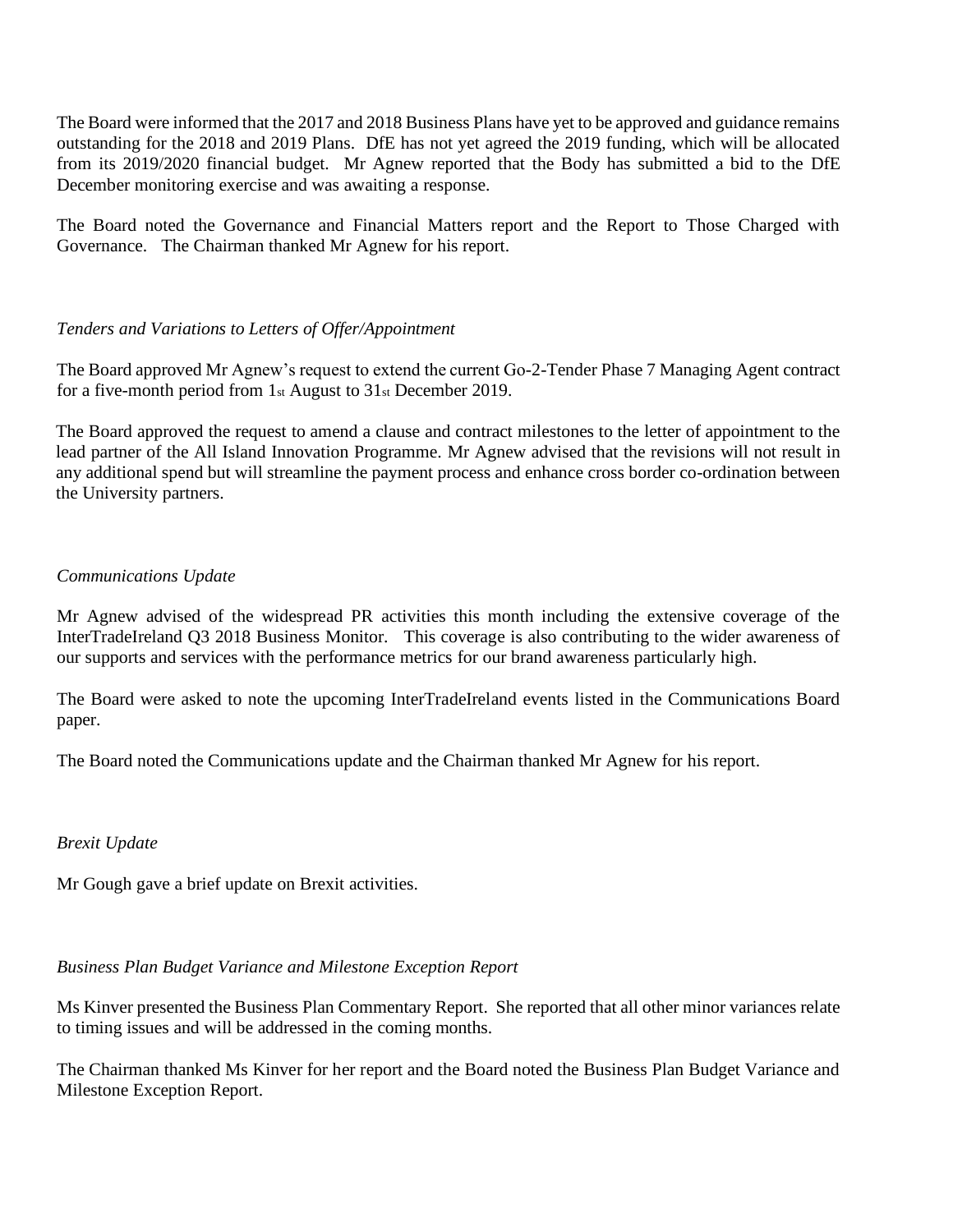The Board were informed that the 2017 and 2018 Business Plans have yet to be approved and guidance remains outstanding for the 2018 and 2019 Plans. DfE has not yet agreed the 2019 funding, which will be allocated from its 2019/2020 financial budget. Mr Agnew reported that the Body has submitted a bid to the DfE December monitoring exercise and was awaiting a response.

The Board noted the Governance and Financial Matters report and the Report to Those Charged with Governance. The Chairman thanked Mr Agnew for his report.

*Tenders and Variations to Letters of Offer/Appointment*

The Board approved Mr Agnew's request to extend the current Go-2-Tender Phase 7 Managing Agent contract for a five-month period from 1st August to 31st December 2019.

The Board approved the request to amend a clause and contract milestones to the letter of appointment to the lead partner of the All Island Innovation Programme. Mr Agnew advised that the revisions will not result in any additional spend but will streamline the payment process and enhance cross border co-ordination between the University partners.

*Communications Update*

Mr Agnew advised of the widespread PR activities this month including the extensive coverage of the InterTradeIreland Q3 2018 Business Monitor. This coverage is also contributing to the wider awareness of our supports and services with the performance metrics for our brand awareness particularly high.

The Board were asked to note the upcoming InterTradeIreland events listed in the Communications Board paper.

The Board noted the Communications update and the Chairman thanked Mr Agnew for his report.

*Brexit Update*

Mr Gough gave a brief update on Brexit activities.

*Business Plan Budget Variance and Milestone Exception Report*

Ms Kinver presented the Business Plan Commentary Report. She reported that all other minor variances relate to timing issues and will be addressed in the coming months.

The Chairman thanked Ms Kinver for her report and the Board noted the Business Plan Budget Variance and Milestone Exception Report.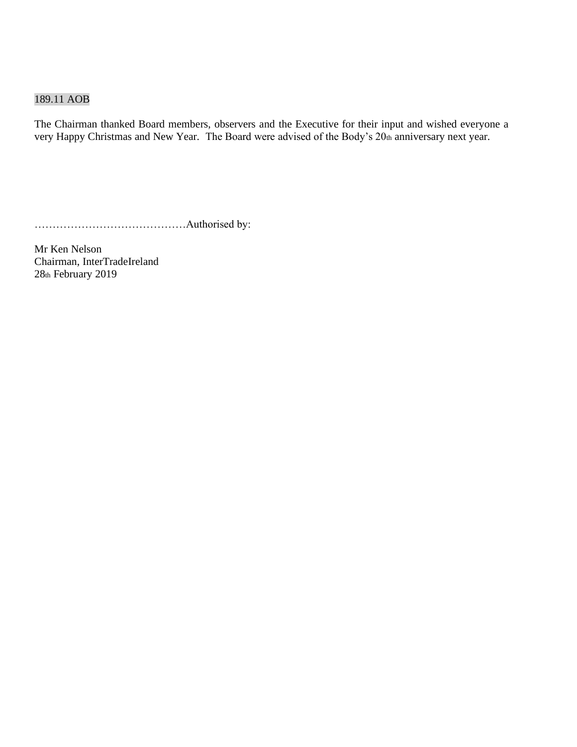189.11 AOB

The Chairman thanked Board members, observers and the Executive for their input and wished everyone a very Happy Christmas and New Year. The Board were advised of the Body's 20th anniversary next year.

……………………………………Authorised by:

Mr Ken Nelson
Chairman, InterTradeIreland
28th February 2019